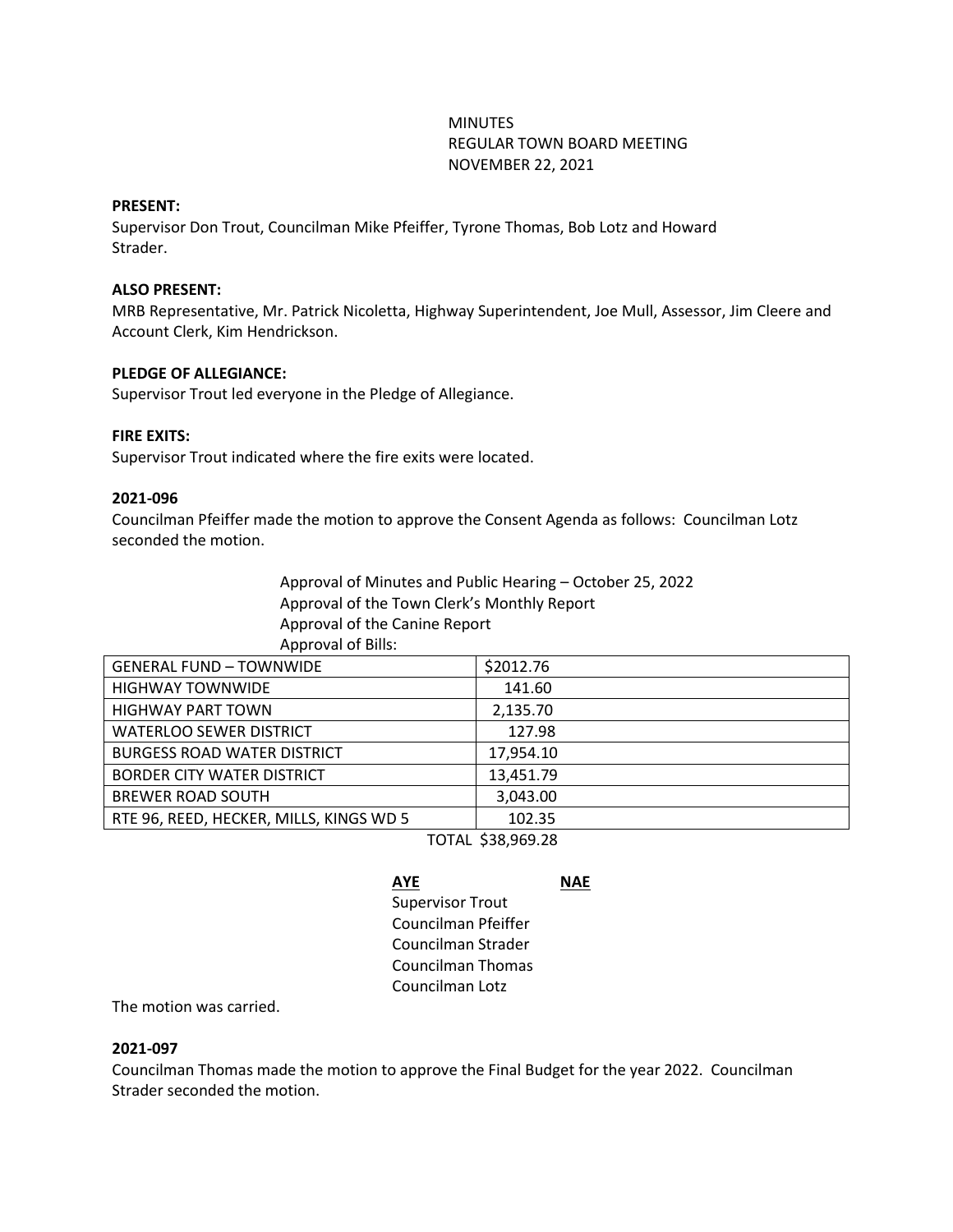MINUTES
REGULAR TOWN BOARD MEETING
NOVEMBER 22, 2021

**PRESENT:**
Supervisor Don Trout, Councilman Mike Pfeiffer, Tyrone Thomas, Bob Lotz and Howard Strader.

**ALSO PRESENT:**
MRB Representative, Mr. Patrick Nicoletta, Highway Superintendent, Joe Mull, Assessor, Jim Cleere and Account Clerk, Kim Hendrickson.

**PLEDGE OF ALLEGIANCE:**
Supervisor Trout led everyone in the Pledge of Allegiance.

**FIRE EXITS:**
Supervisor Trout indicated where the fire exits were located.

**2021-096**
Councilman Pfeiffer made the motion to approve the Consent Agenda as follows: Councilman Lotz seconded the motion.

Approval of Minutes and Public Hearing – October 25, 2022
Approval of the Town Clerk's Monthly Report
Approval of the Canine Report
Approval of Bills:

| | |
|---|---|
| GENERAL FUND – TOWNWIDE | $2012.76 |
| HIGHWAY TOWNWIDE | 141.60 |
| HIGHWAY PART TOWN | 2,135.70 |
| WATERLOO SEWER DISTRICT | 127.98 |
| BURGESS ROAD WATER DISTRICT | 17,954.10 |
| BORDER CITY WATER DISTRICT | 13,451.79 |
| BREWER ROAD SOUTH | 3,043.00 |
| RTE 96, REED, HECKER, MILLS, KINGS WD 5 | 102.35 |

TOTAL $38,969.28

| AYE | NAE |
|---|---|
| Supervisor Trout | |
| Councilman Pfeiffer | |
| Councilman Strader | |
| Councilman Thomas | |
| Councilman Lotz | |

The motion was carried.

**2021-097**
Councilman Thomas made the motion to approve the Final Budget for the year 2022. Councilman Strader seconded the motion.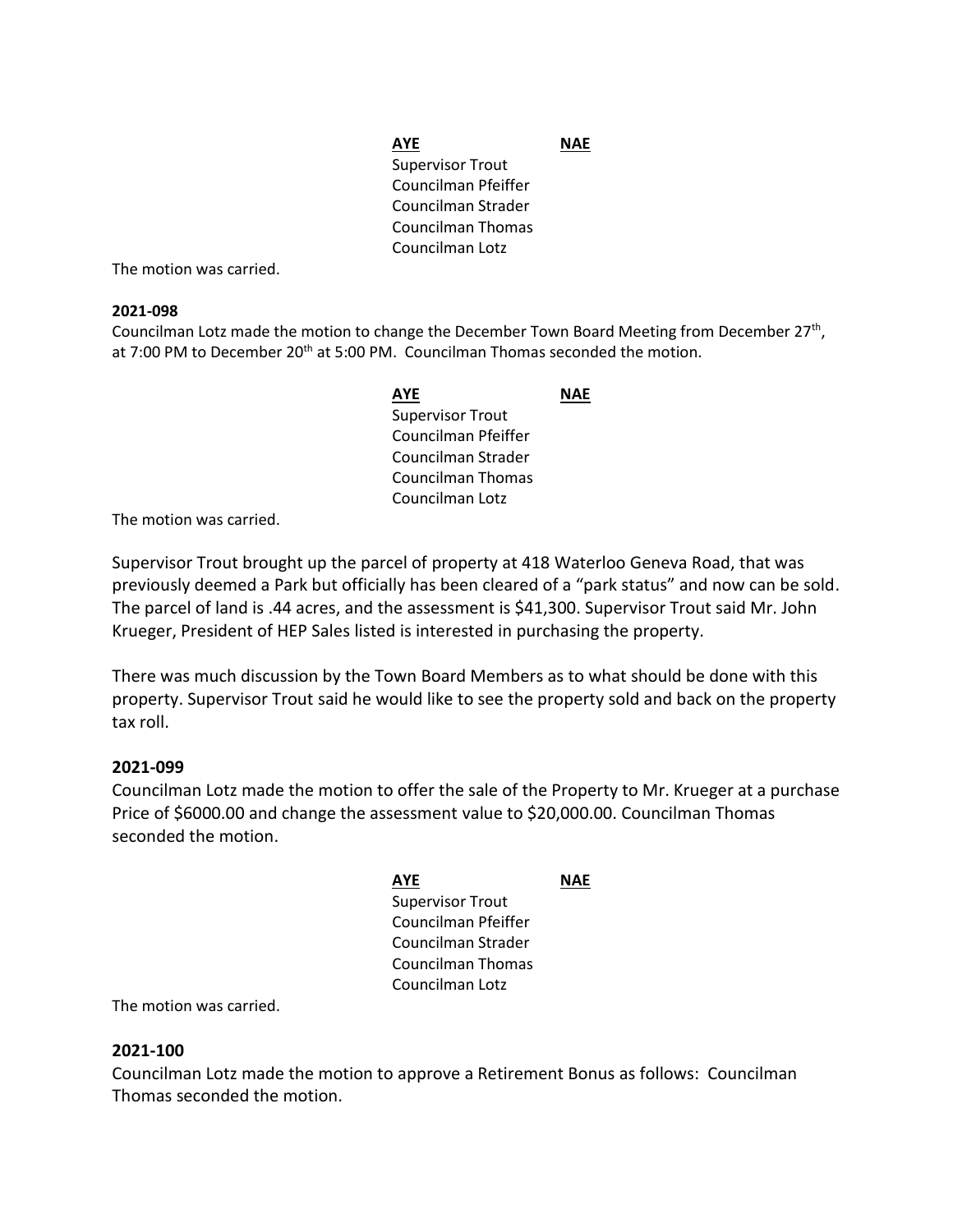| **AYE** | **NAE** |
|---|---|
| Supervisor Trout | |
| Councilman Pfeiffer | |
| Councilman Strader | |
| Councilman Thomas | |
| Councilman Lotz | |

The motion was carried.

**2021-098**

Councilman Lotz made the motion to change the December Town Board Meeting from December 27th, at 7:00 PM to December 20th at 5:00 PM. Councilman Thomas seconded the motion.

| **AYE** | **NAE** |
|---|---|
| Supervisor Trout | |
| Councilman Pfeiffer | |
| Councilman Strader | |
| Councilman Thomas | |
| Councilman Lotz | |

The motion was carried.

Supervisor Trout brought up the parcel of property at 418 Waterloo Geneva Road, that was previously deemed a Park but officially has been cleared of a "park status" and now can be sold. The parcel of land is .44 acres, and the assessment is $41,300. Supervisor Trout said Mr. John Krueger, President of HEP Sales listed is interested in purchasing the property.

There was much discussion by the Town Board Members as to what should be done with this property. Supervisor Trout said he would like to see the property sold and back on the property tax roll.

**2021-099**

Councilman Lotz made the motion to offer the sale of the Property to Mr. Krueger at a purchase Price of $6000.00 and change the assessment value to $20,000.00. Councilman Thomas seconded the motion.

| **AYE** | **NAE** |
|---|---|
| Supervisor Trout | |
| Councilman Pfeiffer | |
| Councilman Strader | |
| Councilman Thomas | |
| Councilman Lotz | |

The motion was carried.

**2021-100**

Councilman Lotz made the motion to approve a Retirement Bonus as follows: Councilman Thomas seconded the motion.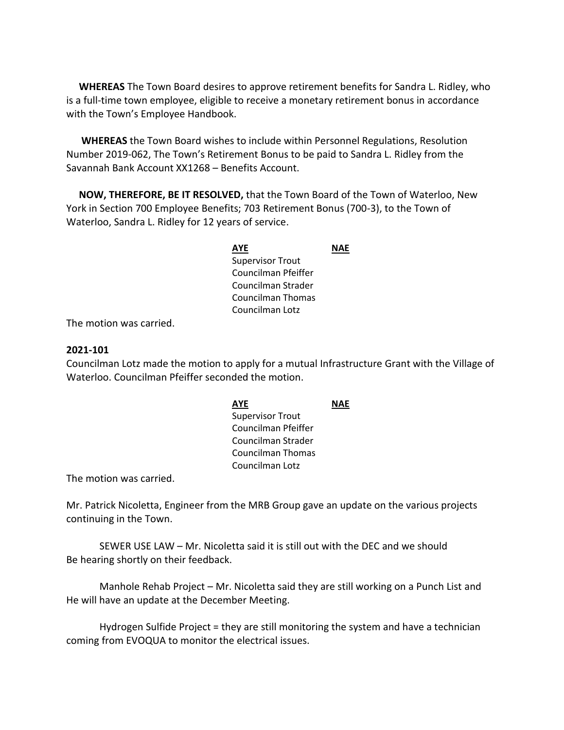**WHEREAS** The Town Board desires to approve retirement benefits for Sandra L. Ridley, who is a full-time town employee, eligible to receive a monetary retirement bonus in accordance with the Town's Employee Handbook.

**WHEREAS** the Town Board wishes to include within Personnel Regulations, Resolution Number 2019-062, The Town's Retirement Bonus to be paid to Sandra L. Ridley from the Savannah Bank Account XX1268 – Benefits Account.

**NOW, THEREFORE, BE IT RESOLVED,** that the Town Board of the Town of Waterloo, New York in Section 700 Employee Benefits; 703 Retirement Bonus (700-3), to the Town of Waterloo, Sandra L. Ridley for 12 years of service.

| AYE | NAE |
|---|---|
| Supervisor Trout | |
| Councilman Pfeiffer | |
| Councilman Strader | |
| Councilman Thomas | |
| Councilman Lotz | |

The motion was carried.

**2021-101**

Councilman Lotz made the motion to apply for a mutual Infrastructure Grant with the Village of Waterloo. Councilman Pfeiffer seconded the motion.

| AYE | NAE |
|---|---|
| Supervisor Trout | |
| Councilman Pfeiffer | |
| Councilman Strader | |
| Councilman Thomas | |
| Councilman Lotz | |

The motion was carried.

Mr. Patrick Nicoletta, Engineer from the MRB Group gave an update on the various projects continuing in the Town.

SEWER USE LAW – Mr. Nicoletta said it is still out with the DEC and we should Be hearing shortly on their feedback.

Manhole Rehab Project – Mr. Nicoletta said they are still working on a Punch List and He will have an update at the December Meeting.

Hydrogen Sulfide Project = they are still monitoring the system and have a technician coming from EVOQUA to monitor the electrical issues.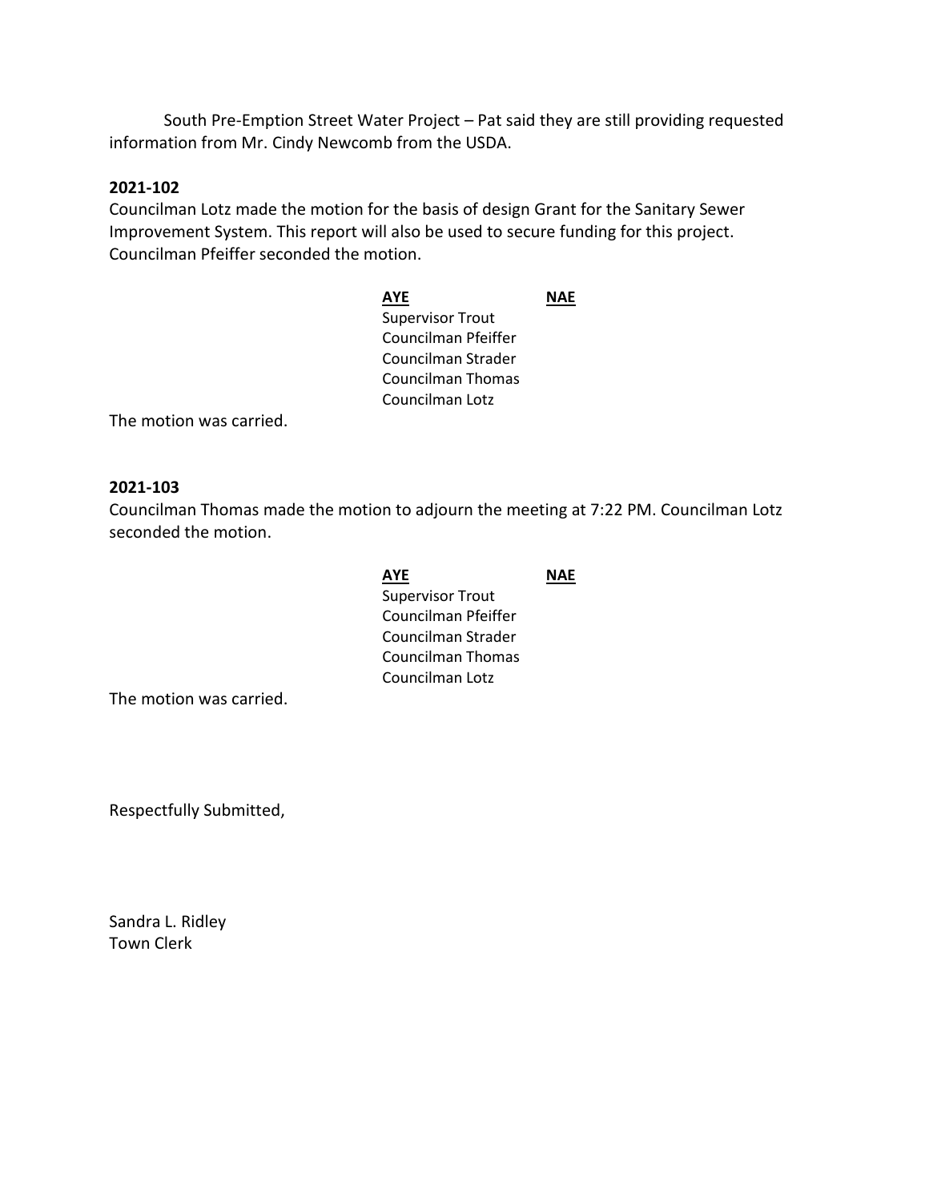South Pre-Emption Street Water Project – Pat said they are still providing requested information from Mr. Cindy Newcomb from the USDA.

**2021-102**

Councilman Lotz made the motion for the basis of design Grant for the Sanitary Sewer Improvement System. This report will also be used to secure funding for this project. Councilman Pfeiffer seconded the motion.

| **AYE** | **NAE** |
|---|---|
| Supervisor Trout | |
| Councilman Pfeiffer | |
| Councilman Strader | |
| Councilman Thomas | |
| Councilman Lotz | |

The motion was carried.

**2021-103**

Councilman Thomas made the motion to adjourn the meeting at 7:22 PM. Councilman Lotz seconded the motion.

| **AYE** | **NAE** |
|---|---|
| Supervisor Trout | |
| Councilman Pfeiffer | |
| Councilman Strader | |
| Councilman Thomas | |
| Councilman Lotz | |

The motion was carried.

Respectfully Submitted,

Sandra L. Ridley
Town Clerk